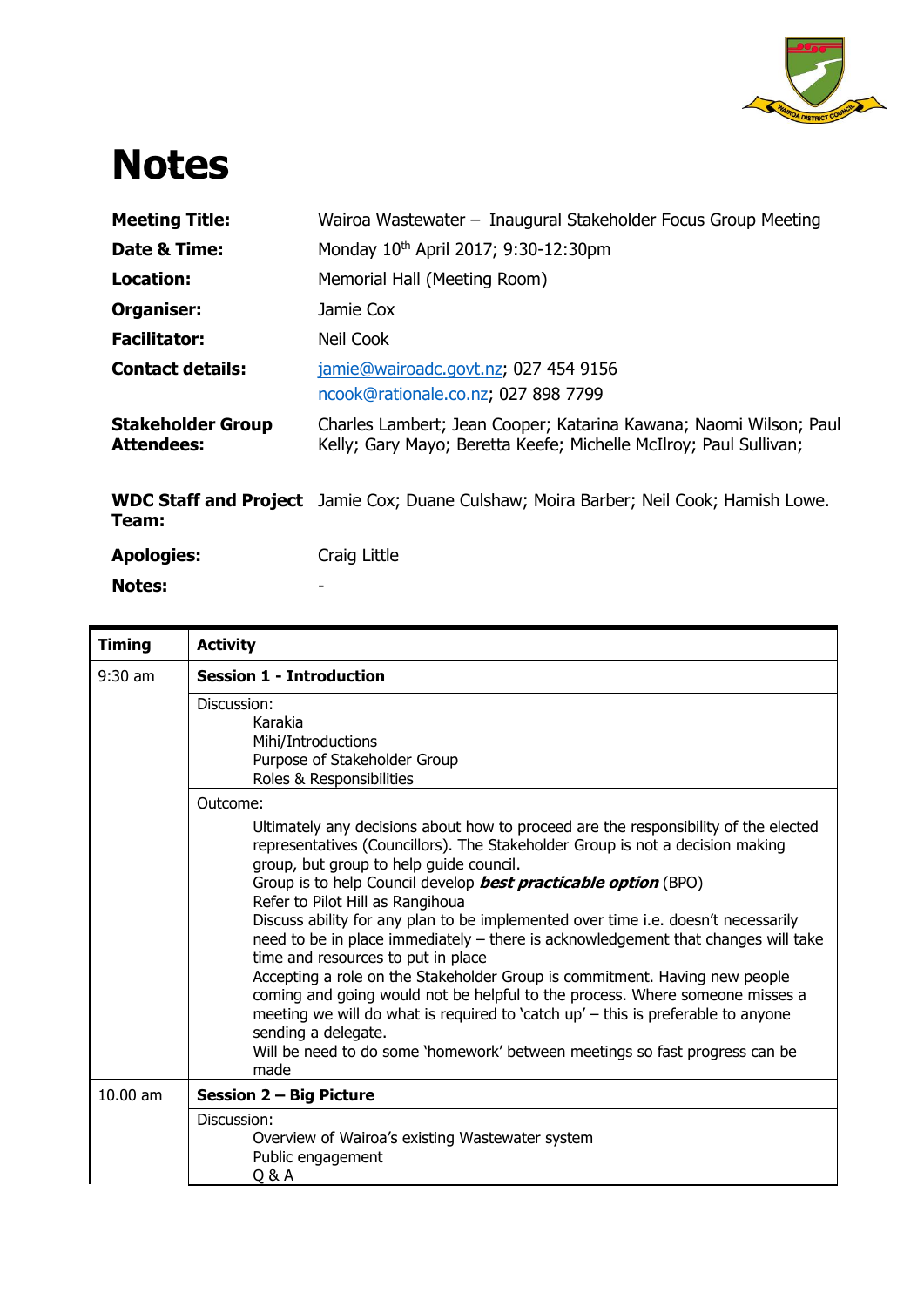# Notes

| | |
|---|---|
| **Meeting Title:** | Wairoa Wastewater – Inaugural Stakeholder Focus Group Meeting |
| **Date & Time:** | Monday 10th April 2017; 9:30-12:30pm |
| **Location:** | Memorial Hall (Meeting Room) |
| **Organiser:** | Jamie Cox |
| **Facilitator:** | Neil Cook |
| **Contact details:** | jamie@wairoadc.govt.nz; 027 454 9156<br>ncook@rationale.co.nz; 027 898 7799 |
| **Stakeholder Group Attendees:** | Charles Lambert; Jean Cooper; Katarina Kawana; Naomi Wilson; Paul Kelly; Gary Mayo; Beretta Keefe; Michelle McIlroy; Paul Sullivan; |
| **WDC Staff and Project Team:** | Jamie Cox; Duane Culshaw; Moira Barber; Neil Cook; Hamish Lowe. |
| **Apologies:** | Craig Little |
| **Notes:** | - |

| Timing | Activity |
|---|---|
| 9:30 am | **Session 1 - Introduction** |
| | Discussion:<br>Karakia<br>Mihi/Introductions<br>Purpose of Stakeholder Group<br>Roles & Responsibilities |
| | Outcome:<br>Ultimately any decisions about how to proceed are the responsibility of the elected representatives (Councillors). The Stakeholder Group is not a decision making group, but group to help guide council.<br>Group is to help Council develop ***best practicable option*** (BPO)<br>Refer to Pilot Hill as Rangihoua<br>Discuss ability for any plan to be implemented over time i.e. doesn't necessarily need to be in place immediately – there is acknowledgement that changes will take time and resources to put in place<br>Accepting a role on the Stakeholder Group is commitment. Having new people coming and going would not be helpful to the process. Where someone misses a meeting we will do what is required to 'catch up' – this is preferable to anyone sending a delegate.<br>Will be need to do some 'homework' between meetings so fast progress can be made |
| 10.00 am | **Session 2 – Big Picture** |
| | Discussion:<br>Overview of Wairoa's existing Wastewater system<br>Public engagement<br>Q & A |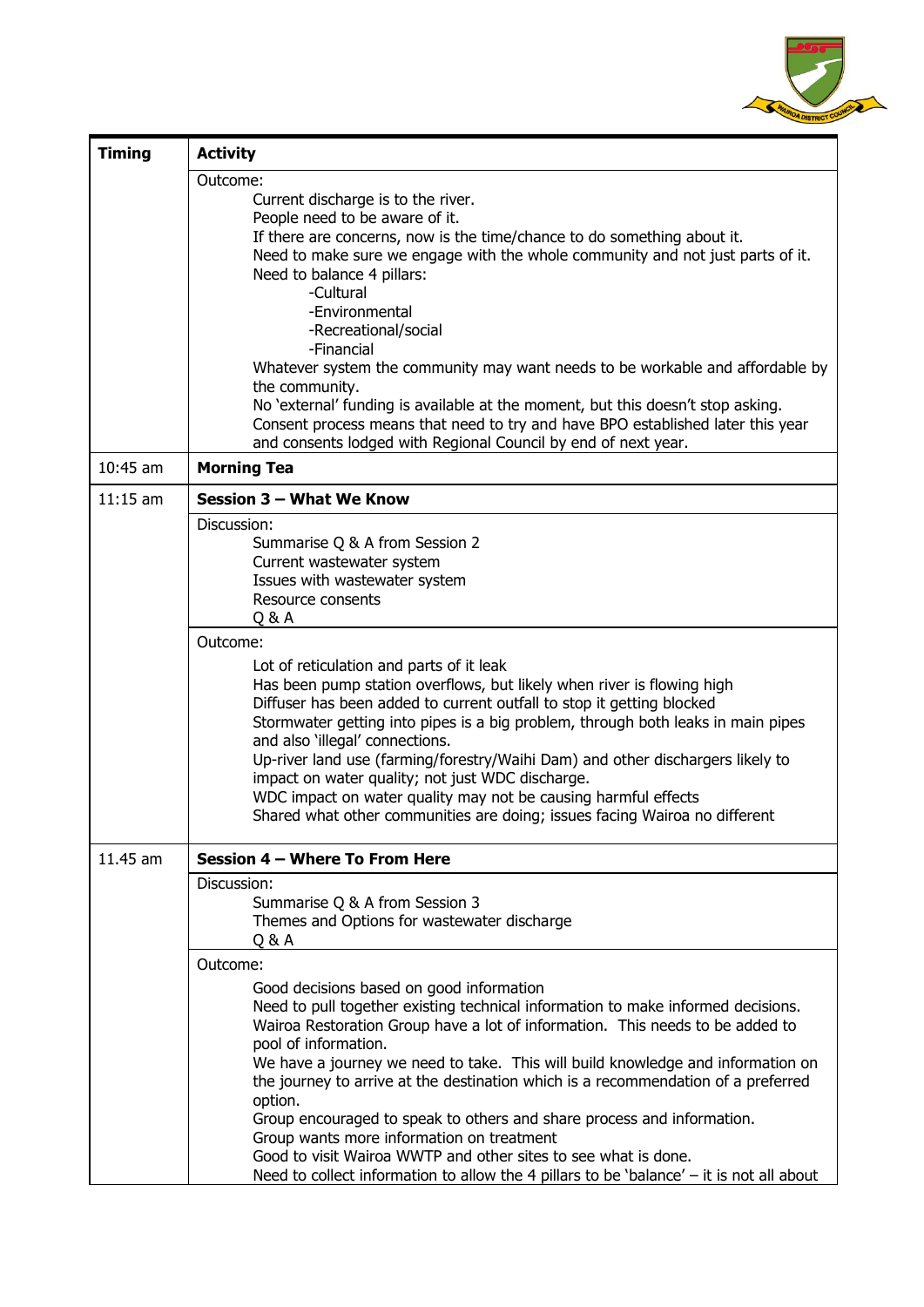| Timing | Activity |
| --- | --- |
| | Outcome:<br>Current discharge is to the river.<br>People need to be aware of it.<br>If there are concerns, now is the time/chance to do something about it.<br>Need to make sure we engage with the whole community and not just parts of it.<br>Need to balance 4 pillars:<br>-Cultural<br>-Environmental<br>-Recreational/social<br>-Financial<br>Whatever system the community may want needs to be workable and affordable by the community.<br>No 'external' funding is available at the moment, but this doesn't stop asking.<br>Consent process means that need to try and have BPO established later this year and consents lodged with Regional Council by end of next year. |
| 10:45 am | **Morning Tea** |
| 11:15 am | **Session 3 – What We Know** |
| | Discussion:<br>Summarise Q & A from Session 2<br>Current wastewater system<br>Issues with wastewater system<br>Resource consents<br>Q & A |
| | Outcome:<br>Lot of reticulation and parts of it leak<br>Has been pump station overflows, but likely when river is flowing high<br>Diffuser has been added to current outfall to stop it getting blocked<br>Stormwater getting into pipes is a big problem, through both leaks in main pipes and also 'illegal' connections.<br>Up-river land use (farming/forestry/Waihi Dam) and other dischargers likely to impact on water quality; not just WDC discharge.<br>WDC impact on water quality may not be causing harmful effects<br>Shared what other communities are doing; issues facing Wairoa no different |
| 11.45 am | **Session 4 – Where To From Here** |
| | Discussion:<br>Summarise Q & A from Session 3<br>Themes and Options for wastewater discharge<br>Q & A |
| | Outcome:<br>Good decisions based on good information<br>Need to pull together existing technical information to make informed decisions.<br>Wairoa Restoration Group have a lot of information. This needs to be added to pool of information.<br>We have a journey we need to take. This will build knowledge and information on the journey to arrive at the destination which is a recommendation of a preferred option.<br>Group encouraged to speak to others and share process and information.<br>Group wants more information on treatment<br>Good to visit Wairoa WWTP and other sites to see what is done.<br>Need to collect information to allow the 4 pillars to be 'balance' – it is not all about |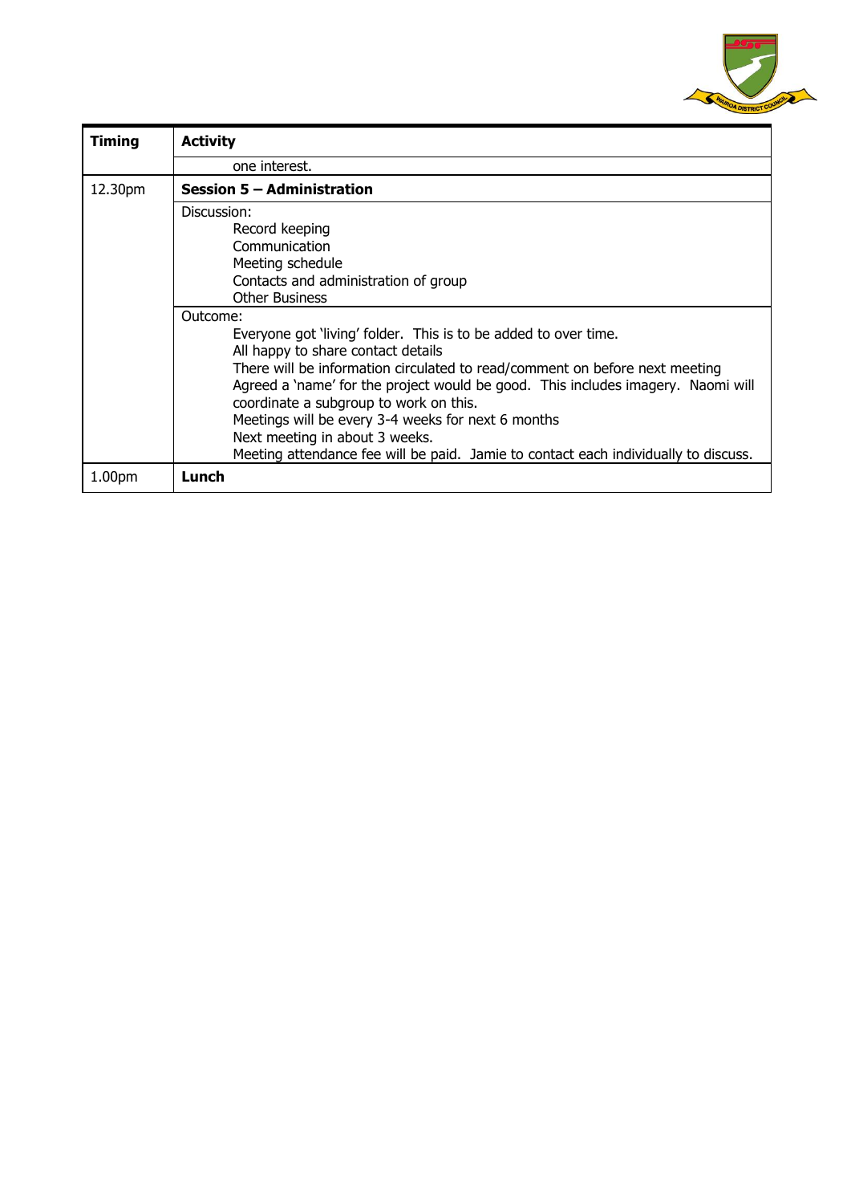| Timing | Activity |
| --- | --- |
| | one interest. |
| 12.30pm | **Session 5 – Administration** |
| | Discussion:<br>Record keeping<br>Communication<br>Meeting schedule<br>Contacts and administration of group<br>Other Business |
| | Outcome:<br>Everyone got 'living' folder. This is to be added to over time.<br>All happy to share contact details<br>There will be information circulated to read/comment on before next meeting<br>Agreed a 'name' for the project would be good. This includes imagery. Naomi will coordinate a subgroup to work on this.<br>Meetings will be every 3-4 weeks for next 6 months<br>Next meeting in about 3 weeks.<br>Meeting attendance fee will be paid. Jamie to contact each individually to discuss. |
| 1.00pm | **Lunch** |